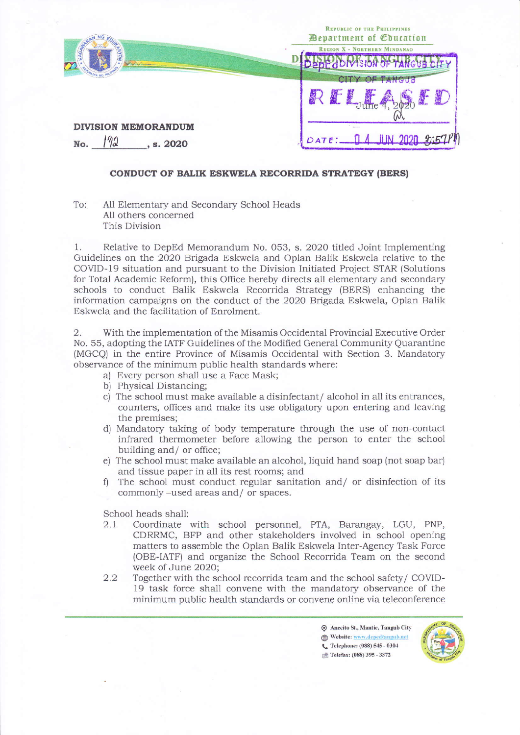Republic of the Philippines
Department of Education
Region X - Northern Mindanao
DIVISION OF TANGUB CITY

June 4, 2020

**DIVISION MEMORANDUM**

**No. 172, s. 2020**

### CONDUCT OF BALIK ESKWELA RECORRIDA STRATEGY (BERS)

To: All Elementary and Secondary School Heads
All others concerned
This Division

1. Relative to DepEd Memorandum No. 053, s. 2020 titled Joint Implementing Guidelines on the 2020 Brigada Eskwela and Oplan Balik Eskwela relative to the COVID-19 situation and pursuant to the Division Initiated Project STAR (Solutions for Total Academic Reform), this Office hereby directs all elementary and secondary schools to conduct Balik Eskwela Recorrida Strategy (BERS) enhancing the information campaigns on the conduct of the 2020 Brigada Eskwela, Oplan Balik Eskwela and the facilitation of Enrolment.

2. With the implementation of the Misamis Occidental Provincial Executive Order No. 55, adopting the IATF Guidelines of the Modified General Community Quarantine (MGCQ) in the entire Province of Misamis Occidental with Section 3. Mandatory observance of the minimum public health standards where:

   a) Every person shall use a Face Mask;
   b) Physical Distancing;
   c) The school must make available a disinfectant/ alcohol in all its entrances, counters, offices and make its use obligatory upon entering and leaving the premises;
   d) Mandatory taking of body temperature through the use of non-contact infrared thermometer before allowing the person to enter the school building and/ or office;
   e) The school must make available an alcohol, liquid hand soap (not soap bar) and tissue paper in all its rest rooms; and
   f) The school must conduct regular sanitation and/ or disinfection of its commonly –used areas and/ or spaces.

School heads shall:

2.1 Coordinate with school personnel, PTA, Barangay, LGU, PNP, CDRRMC, BFP and other stakeholders involved in school opening matters to assemble the Oplan Balik Eskwela Inter-Agency Task Force (OBE-IATF) and organize the School Recorrida Team on the second week of June 2020;

2.2 Together with the school recorrida team and the school safety/ COVID-19 task force shall convene with the mandatory observance of the minimum public health standards or convene online via teleconference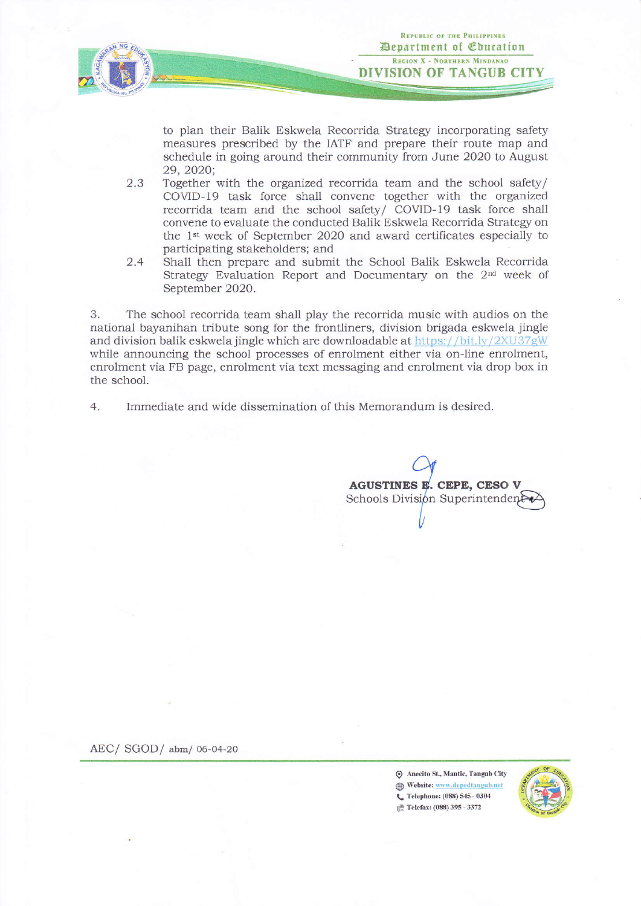to plan their Balik Eskwela Recorrida Strategy incorporating safety measures prescribed by the IATF and prepare their route map and schedule in going around their community from June 2020 to August 29, 2020;

2.3 Together with the organized recorrida team and the school safety/ COVID-19 task force shall convene together with the organized recorrida team and the school safety/ COVID-19 task force shall convene to evaluate the conducted Balik Eskwela Recorrida Strategy on the 1st week of September 2020 and award certificates especially to participating stakeholders; and

2.4 Shall then prepare and submit the School Balik Eskwela Recorrida Strategy Evaluation Report and Documentary on the 2nd week of September 2020.

3. The school recorrida team shall play the recorrida music with audios on the national bayanihan tribute song for the frontliners, division brigada eskwela jingle and division balik eskwela jingle which are downloadable at https://bit.ly/2XU37gW while announcing the school processes of enrolment either via on-line enrolment, enrolment via FB page, enrolment via text messaging and enrolment via drop box in the school.

4. Immediate and wide dissemination of this Memorandum is desired.

**AGUSTINES E. CEPE, CESO V**
Schools Division Superintendent

AEC/ SGOD/ abm/ 06-04-20